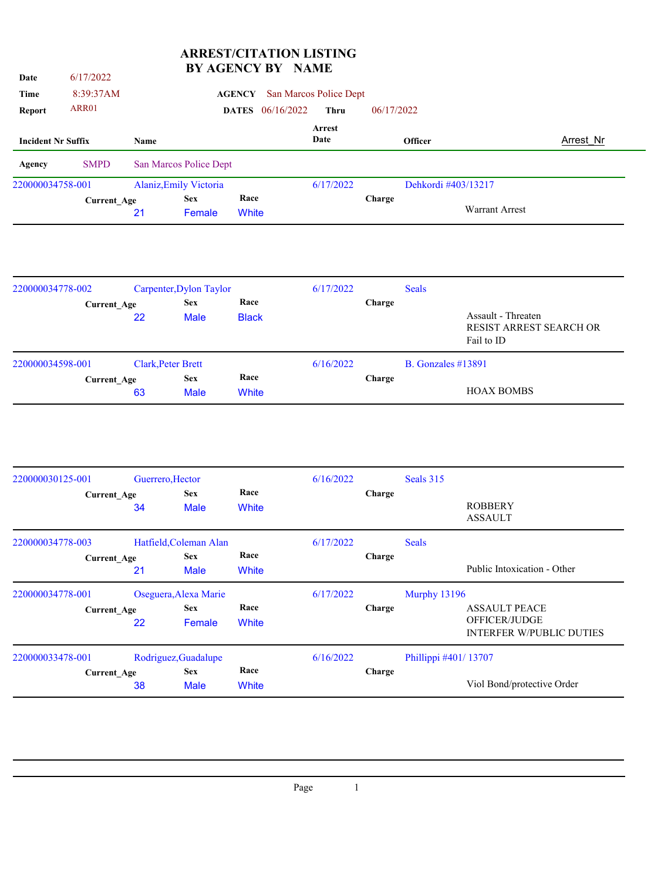# ARREST/CITATION LISTING
# BY AGENCY BY NAME

**Date** 6/17/2022
**Time** 8:39:37AM
**Report** ARR01

**AGENCY** San Marcos Police Dept
**DATES** 06/16/2022 **Thru** 06/17/2022

| Incident Nr Suffix | Name | Current_Age | Sex | Race | Arrest Date | Officer | Charge | Arrest_Nr |
|---|---|---|---|---|---|---|---|---|
| **Agency** SMPD | San Marcos Police Dept | | | | | | | |
| 220000034758-001 | Alaniz,Emily Victoria | 21 | Female | White | 6/17/2022 | Dehkordi #403/13217 | Warrant Arrest | |
| 220000034778-002 | Carpenter,Dylon Taylor | 22 | Male | Black | 6/17/2022 | Seals | Assault - Threaten<br>RESIST ARREST SEARCH OR<br>Fail to ID | |
| 220000034598-001 | Clark,Peter Brett | 63 | Male | White | 6/16/2022 | B. Gonzales #13891 | HOAX BOMBS | |
| 220000030125-001 | Guerrero,Hector | 34 | Male | White | 6/16/2022 | Seals 315 | ROBBERY<br>ASSAULT | |
| 220000034778-003 | Hatfield,Coleman Alan | 21 | Male | White | 6/17/2022 | Seals | Public Intoxication - Other | |
| 220000034778-001 | Oseguera,Alexa Marie | 22 | Female | White | 6/17/2022 | Murphy 13196 | ASSAULT PEACE OFFICER/JUDGE<br>INTERFER W/PUBLIC DUTIES | |
| 220000033478-001 | Rodriguez,Guadalupe | 38 | Male | White | 6/16/2022 | Phillippi #401/ 13707 | Viol Bond/protective Order | |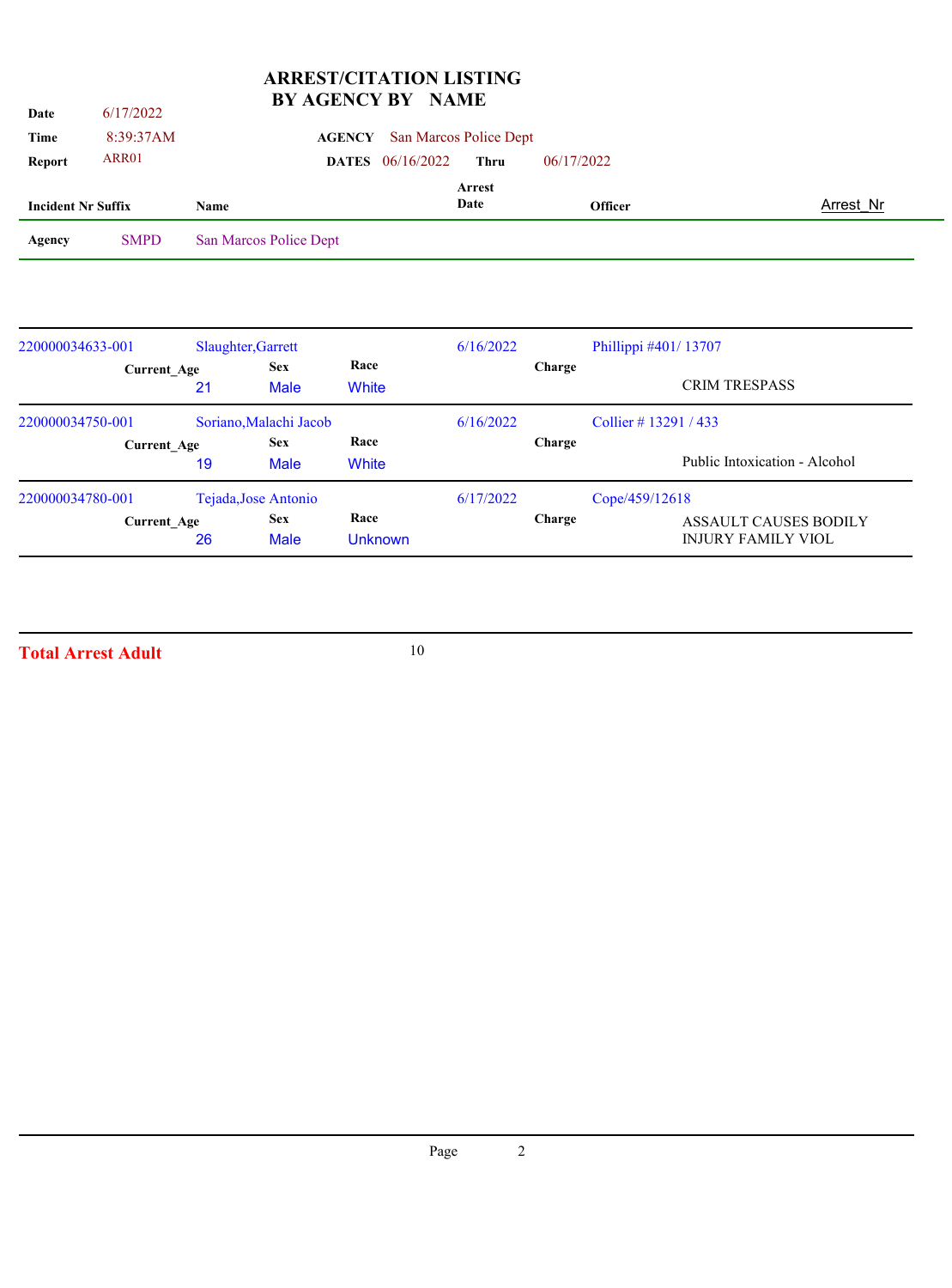# ARREST/CITATION LISTING BY AGENCY BY NAME

**Date** 6/17/2022
**Time** 8:39:37AM
**Report** ARR01

**AGENCY** San Marcos Police Dept
**DATES** 06/16/2022 **Thru** 06/17/2022

| Incident Nr Suffix | Name | Arrest Date | Officer | Arrest_Nr |
|---|---|---|---|---|

**Agency** SMPD San Marcos Police Dept

| Incident Nr Suffix | Name | Current_Age | Sex | Race | Arrest Date | Officer | Charge |
|---|---|---|---|---|---|---|---|
| 220000034633-001 | Slaughter,Garrett | 21 | Male | White | 6/16/2022 | Phillippi #401/ 13707 | CRIM TRESPASS |
| 220000034750-001 | Soriano,Malachi Jacob | 19 | Male | White | 6/16/2022 | Collier # 13291 / 433 | Public Intoxication - Alcohol |
| 220000034780-001 | Tejada,Jose Antonio | 26 | Male | Unknown | 6/17/2022 | Cope/459/12618 | ASSAULT CAUSES BODILY INJURY FAMILY VIOL |

**Total Arrest Adult** 10